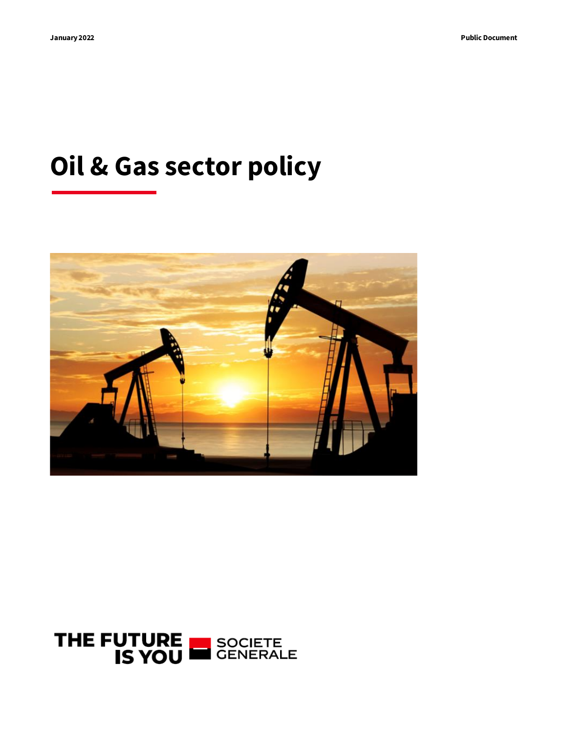January 2022

Public Document

# Oil & Gas sector policy

THE FUTURE IS YOU SOCIETE GENERALE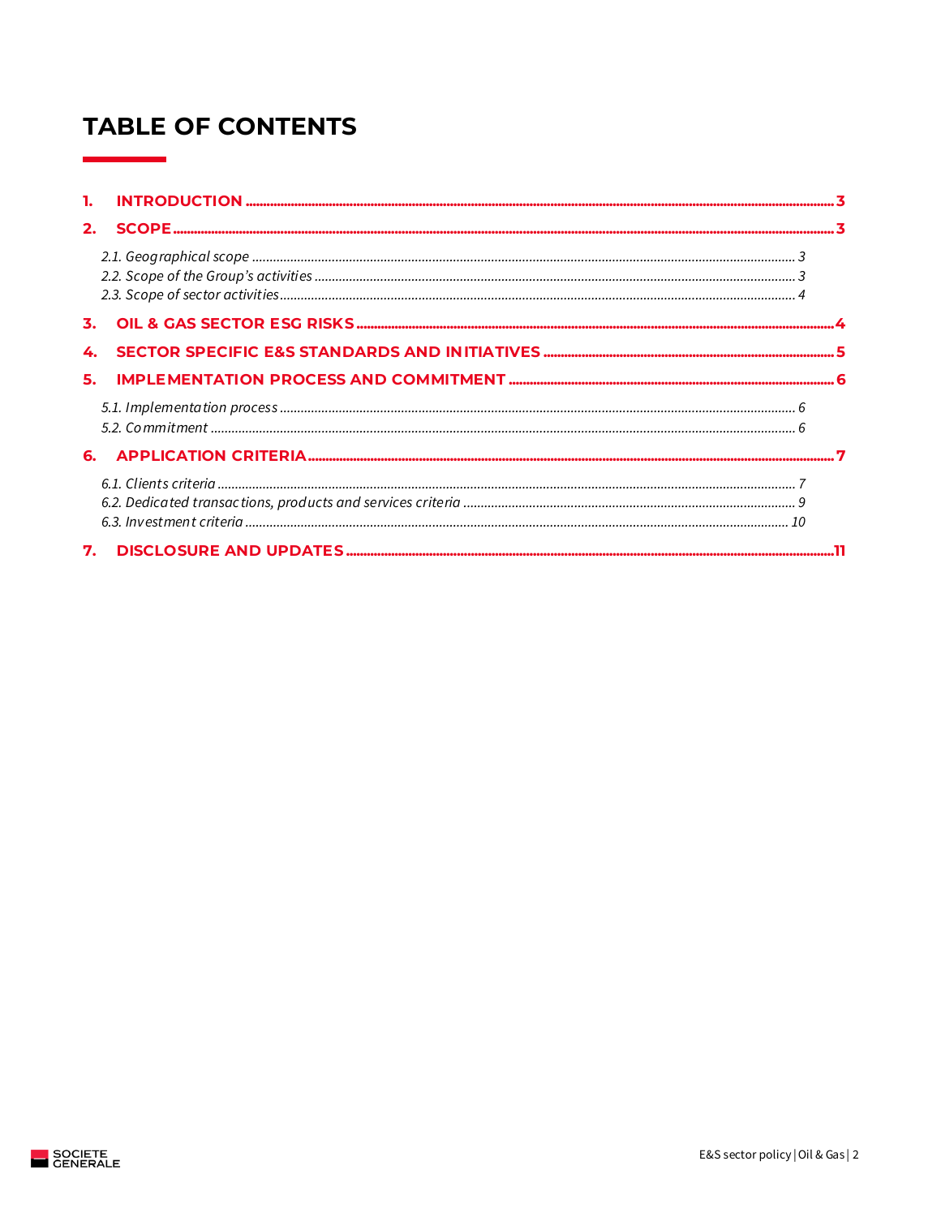# TABLE OF CONTENTS

1. **INTRODUCTION** ........ 3
2. **SCOPE** ........ 3
   - *2.1. Geographical scope* ........ 3
   - *2.2. Scope of the Group's activities* ........ 3
   - *2.3. Scope of sector activities* ........ 4
3. **OIL & GAS SECTOR ESG RISKS** ........ 4
4. **SECTOR SPECIFIC E&S STANDARDS AND INITIATIVES** ........ 5
5. **IMPLEMENTATION PROCESS AND COMMITMENT** ........ 6
   - *5.1. Implementation process* ........ 6
   - *5.2. Commitment* ........ 6
6. **APPLICATION CRITERIA** ........ 7
   - *6.1. Clients criteria* ........ 7
   - *6.2. Dedicated transactions, products and services criteria* ........ 9
   - *6.3. Investment criteria* ........ 10
7. **DISCLOSURE AND UPDATES** ........ 11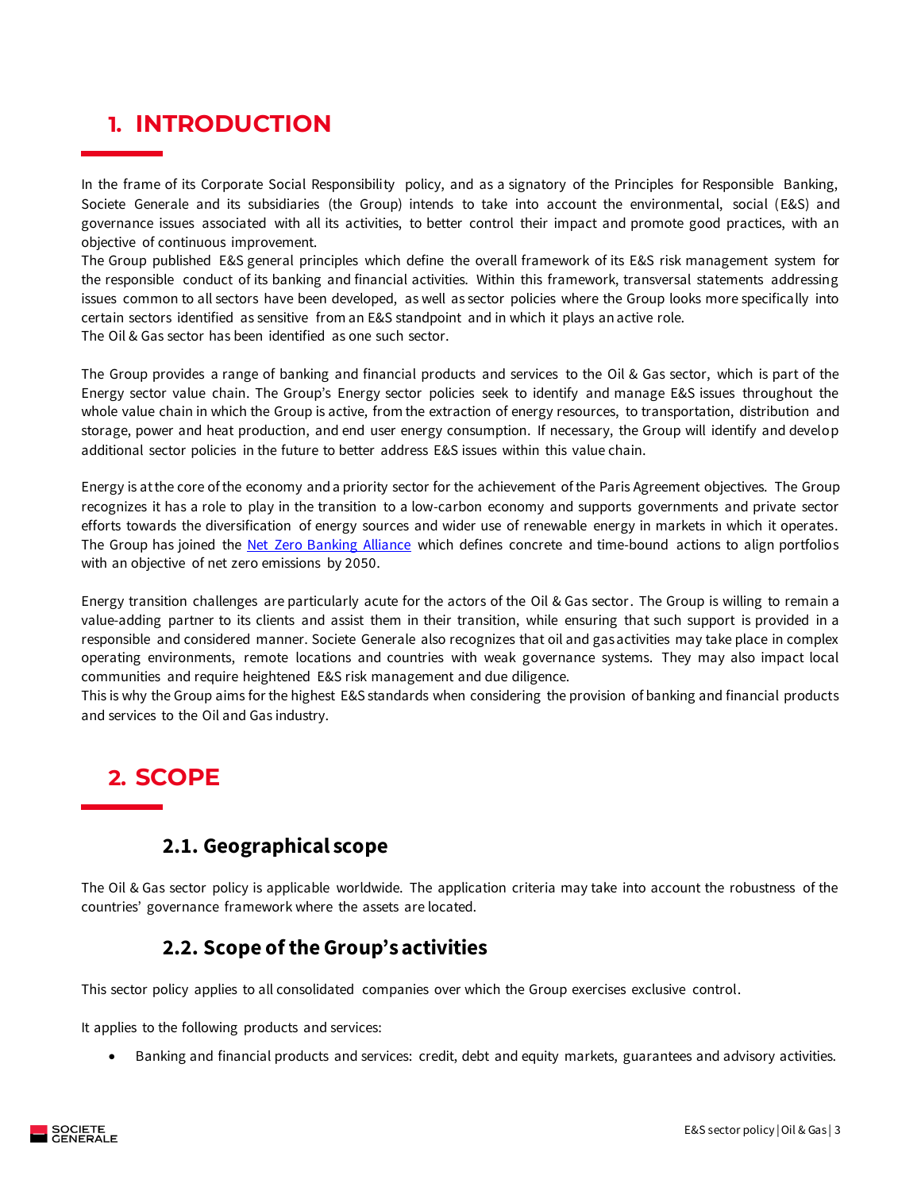# 1. INTRODUCTION

In the frame of its Corporate Social Responsibility policy, and as a signatory of the Principles for Responsible Banking, Societe Generale and its subsidiaries (the Group) intends to take into account the environmental, social (E&S) and governance issues associated with all its activities, to better control their impact and promote good practices, with an objective of continuous improvement.
The Group published E&S general principles which define the overall framework of its E&S risk management system for the responsible conduct of its banking and financial activities. Within this framework, transversal statements addressing issues common to all sectors have been developed, as well as sector policies where the Group looks more specifically into certain sectors identified as sensitive from an E&S standpoint and in which it plays an active role.
The Oil & Gas sector has been identified as one such sector.

The Group provides a range of banking and financial products and services to the Oil & Gas sector, which is part of the Energy sector value chain. The Group's Energy sector policies seek to identify and manage E&S issues throughout the whole value chain in which the Group is active, from the extraction of energy resources, to transportation, distribution and storage, power and heat production, and end user energy consumption. If necessary, the Group will identify and develop additional sector policies in the future to better address E&S issues within this value chain.

Energy is at the core of the economy and a priority sector for the achievement of the Paris Agreement objectives. The Group recognizes it has a role to play in the transition to a low-carbon economy and supports governments and private sector efforts towards the diversification of energy sources and wider use of renewable energy in markets in which it operates. The Group has joined the [Net Zero Banking Alliance] which defines concrete and time-bound actions to align portfolios with an objective of net zero emissions by 2050.

Energy transition challenges are particularly acute for the actors of the Oil & Gas sector. The Group is willing to remain a value-adding partner to its clients and assist them in their transition, while ensuring that such support is provided in a responsible and considered manner. Societe Generale also recognizes that oil and gas activities may take place in complex operating environments, remote locations and countries with weak governance systems. They may also impact local communities and require heightened E&S risk management and due diligence.
This is why the Group aims for the highest E&S standards when considering the provision of banking and financial products and services to the Oil and Gas industry.

# 2. SCOPE

## 2.1. Geographical scope

The Oil & Gas sector policy is applicable worldwide. The application criteria may take into account the robustness of the countries' governance framework where the assets are located.

## 2.2. Scope of the Group's activities

This sector policy applies to all consolidated companies over which the Group exercises exclusive control.

It applies to the following products and services:

- Banking and financial products and services: credit, debt and equity markets, guarantees and advisory activities.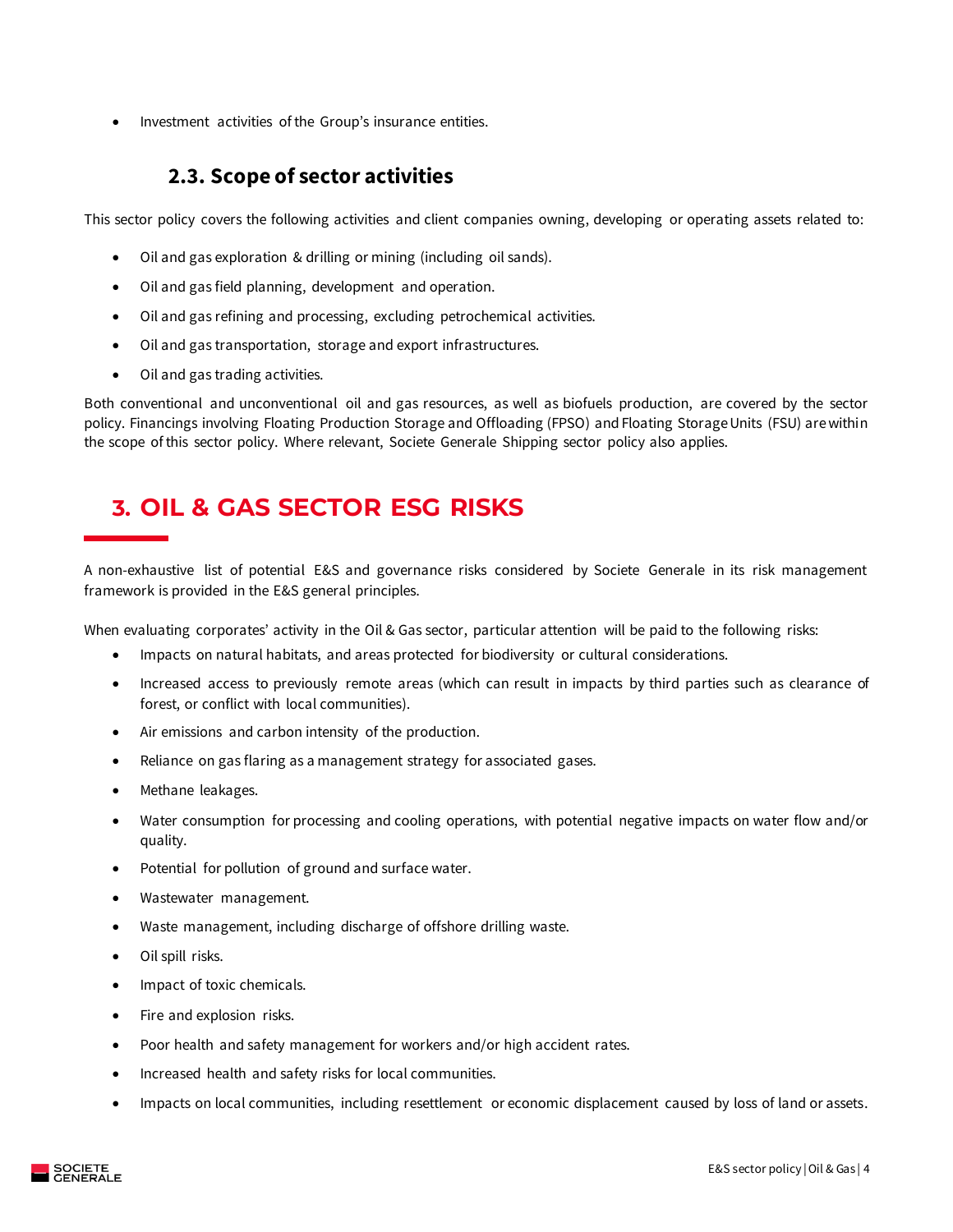- Investment activities of the Group's insurance entities.

### 2.3. Scope of sector activities

This sector policy covers the following activities and client companies owning, developing or operating assets related to:

- Oil and gas exploration & drilling or mining (including oil sands).
- Oil and gas field planning, development and operation.
- Oil and gas refining and processing, excluding petrochemical activities.
- Oil and gas transportation, storage and export infrastructures.
- Oil and gas trading activities.

Both conventional and unconventional oil and gas resources, as well as biofuels production, are covered by the sector policy. Financings involving Floating Production Storage and Offloading (FPSO) and Floating Storage Units (FSU) are within the scope of this sector policy. Where relevant, Societe Generale Shipping sector policy also applies.

## 3. OIL & GAS SECTOR ESG RISKS

A non-exhaustive list of potential E&S and governance risks considered by Societe Generale in its risk management framework is provided in the E&S general principles.

When evaluating corporates' activity in the Oil & Gas sector, particular attention will be paid to the following risks:

- Impacts on natural habitats, and areas protected for biodiversity or cultural considerations.
- Increased access to previously remote areas (which can result in impacts by third parties such as clearance of forest, or conflict with local communities).
- Air emissions and carbon intensity of the production.
- Reliance on gas flaring as a management strategy for associated gases.
- Methane leakages.
- Water consumption for processing and cooling operations, with potential negative impacts on water flow and/or quality.
- Potential for pollution of ground and surface water.
- Wastewater management.
- Waste management, including discharge of offshore drilling waste.
- Oil spill risks.
- Impact of toxic chemicals.
- Fire and explosion risks.
- Poor health and safety management for workers and/or high accident rates.
- Increased health and safety risks for local communities.
- Impacts on local communities, including resettlement or economic displacement caused by loss of land or assets.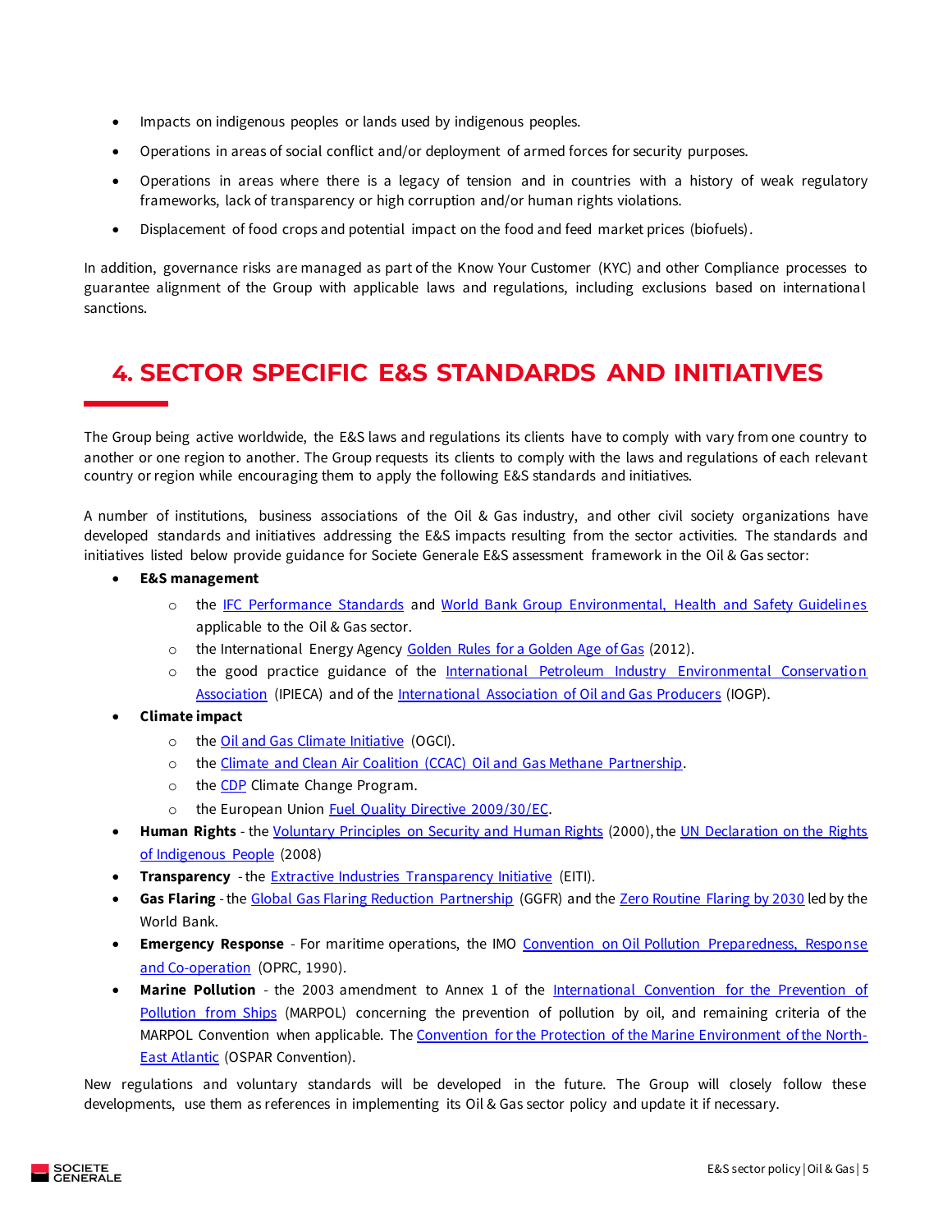- Impacts on indigenous peoples or lands used by indigenous peoples.
- Operations in areas of social conflict and/or deployment of armed forces for security purposes.
- Operations in areas where there is a legacy of tension and in countries with a history of weak regulatory frameworks, lack of transparency or high corruption and/or human rights violations.
- Displacement of food crops and potential impact on the food and feed market prices (biofuels).

In addition, governance risks are managed as part of the Know Your Customer (KYC) and other Compliance processes to guarantee alignment of the Group with applicable laws and regulations, including exclusions based on international sanctions.

# 4. SECTOR SPECIFIC E&S STANDARDS AND INITIATIVES

The Group being active worldwide, the E&S laws and regulations its clients have to comply with vary from one country to another or one region to another. The Group requests its clients to comply with the laws and regulations of each relevant country or region while encouraging them to apply the following E&S standards and initiatives.

A number of institutions, business associations of the Oil & Gas industry, and other civil society organizations have developed standards and initiatives addressing the E&S impacts resulting from the sector activities. The standards and initiatives listed below provide guidance for Societe Generale E&S assessment framework in the Oil & Gas sector:

- **E&S management**
  - the IFC Performance Standards and World Bank Group Environmental, Health and Safety Guidelines applicable to the Oil & Gas sector.
  - the International Energy Agency Golden Rules for a Golden Age of Gas (2012).
  - the good practice guidance of the International Petroleum Industry Environmental Conservation Association (IPIECA) and of the International Association of Oil and Gas Producers (IOGP).
- **Climate impact**
  - the Oil and Gas Climate Initiative (OGCI).
  - the Climate and Clean Air Coalition (CCAC) Oil and Gas Methane Partnership.
  - the CDP Climate Change Program.
  - the European Union Fuel Quality Directive 2009/30/EC.
- **Human Rights** - the Voluntary Principles on Security and Human Rights (2000), the UN Declaration on the Rights of Indigenous People (2008)
- **Transparency** - the Extractive Industries Transparency Initiative (EITI).
- **Gas Flaring** - the Global Gas Flaring Reduction Partnership (GGFR) and the Zero Routine Flaring by 2030 led by the World Bank.
- **Emergency Response** - For maritime operations, the IMO Convention on Oil Pollution Preparedness, Response and Co-operation (OPRC, 1990).
- **Marine Pollution** - the 2003 amendment to Annex 1 of the International Convention for the Prevention of Pollution from Ships (MARPOL) concerning the prevention of pollution by oil, and remaining criteria of the MARPOL Convention when applicable. The Convention for the Protection of the Marine Environment of the North-East Atlantic (OSPAR Convention).

New regulations and voluntary standards will be developed in the future. The Group will closely follow these developments, use them as references in implementing its Oil & Gas sector policy and update it if necessary.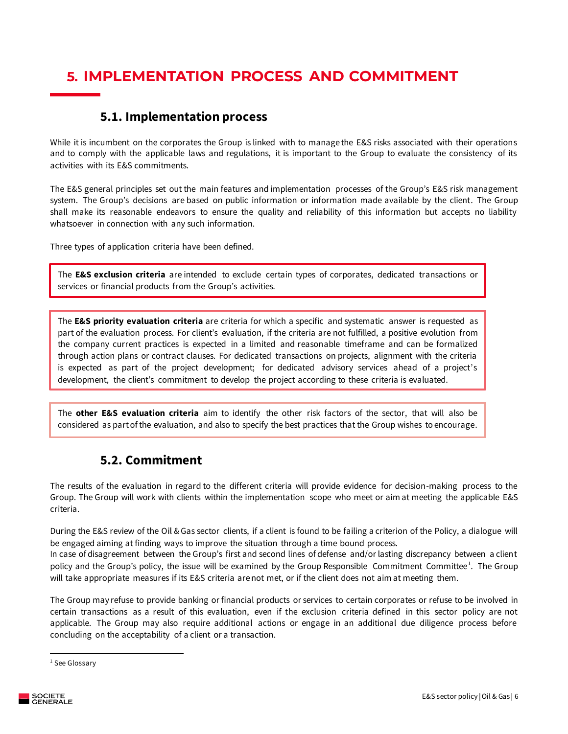# 5. IMPLEMENTATION PROCESS AND COMMITMENT

## 5.1. Implementation process

While it is incumbent on the corporates the Group is linked with to manage the E&S risks associated with their operations and to comply with the applicable laws and regulations, it is important to the Group to evaluate the consistency of its activities with its E&S commitments.

The E&S general principles set out the main features and implementation processes of the Group's E&S risk management system. The Group's decisions are based on public information or information made available by the client. The Group shall make its reasonable endeavors to ensure the quality and reliability of this information but accepts no liability whatsoever in connection with any such information.

Three types of application criteria have been defined.

The **E&S exclusion criteria** are intended to exclude certain types of corporates, dedicated transactions or services or financial products from the Group's activities.

The **E&S priority evaluation criteria** are criteria for which a specific and systematic answer is requested as part of the evaluation process. For client's evaluation, if the criteria are not fulfilled, a positive evolution from the company current practices is expected in a limited and reasonable timeframe and can be formalized through action plans or contract clauses. For dedicated transactions on projects, alignment with the criteria is expected as part of the project development; for dedicated advisory services ahead of a project's development, the client's commitment to develop the project according to these criteria is evaluated.

The **other E&S evaluation criteria** aim to identify the other risk factors of the sector, that will also be considered as part of the evaluation, and also to specify the best practices that the Group wishes to encourage.

## 5.2. Commitment

The results of the evaluation in regard to the different criteria will provide evidence for decision-making process to the Group. The Group will work with clients within the implementation scope who meet or aim at meeting the applicable E&S criteria.

During the E&S review of the Oil & Gas sector clients, if a client is found to be failing a criterion of the Policy, a dialogue will be engaged aiming at finding ways to improve the situation through a time bound process.
In case of disagreement between the Group's first and second lines of defense and/or lasting discrepancy between a client policy and the Group's policy, the issue will be examined by the Group Responsible Commitment Committee[1]. The Group will take appropriate measures if its E&S criteria are not met, or if the client does not aim at meeting them.

The Group may refuse to provide banking or financial products or services to certain corporates or refuse to be involved in certain transactions as a result of this evaluation, even if the exclusion criteria defined in this sector policy are not applicable. The Group may also require additional actions or engage in an additional due diligence process before concluding on the acceptability of a client or a transaction.

[1] See Glossary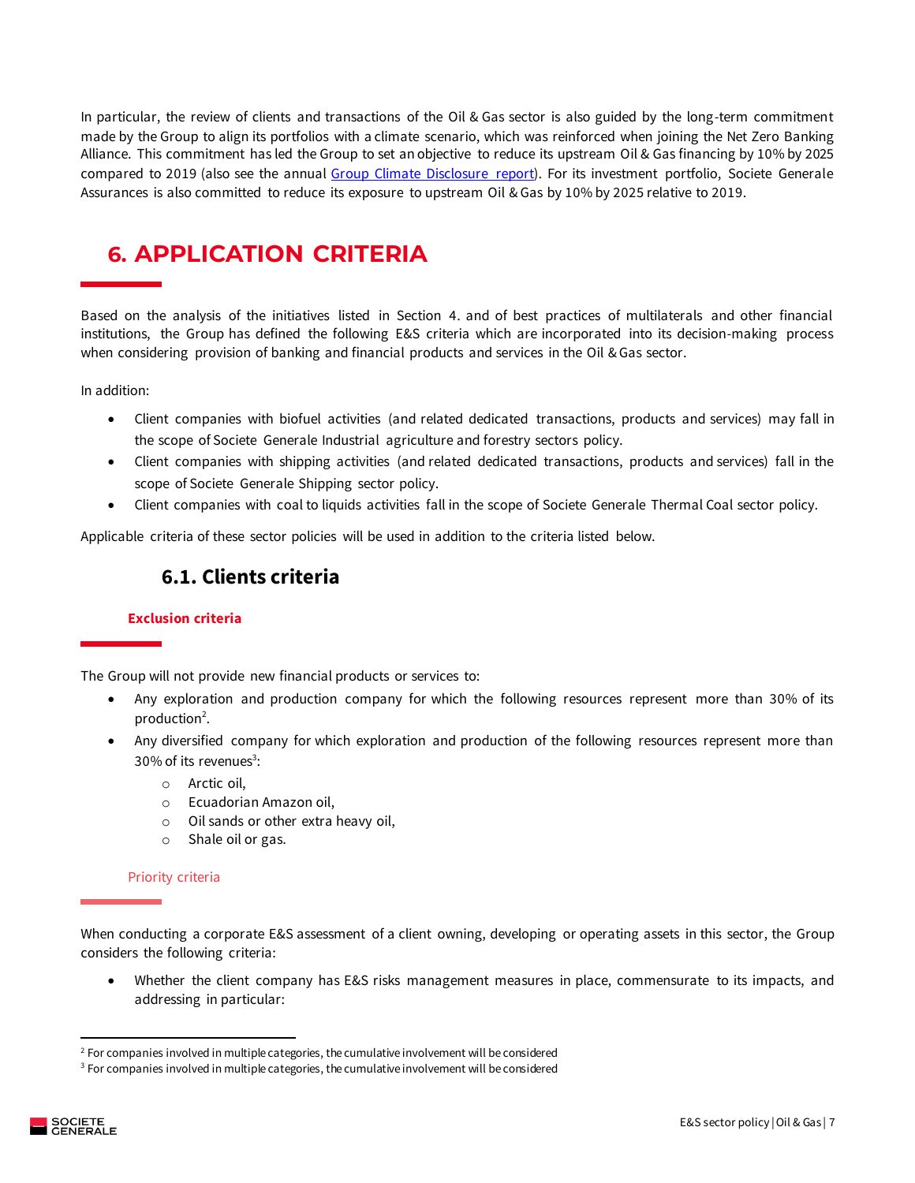In particular, the review of clients and transactions of the Oil & Gas sector is also guided by the long-term commitment made by the Group to align its portfolios with a climate scenario, which was reinforced when joining the Net Zero Banking Alliance. This commitment has led the Group to set an objective to reduce its upstream Oil & Gas financing by 10% by 2025 compared to 2019 (also see the annual Group Climate Disclosure report). For its investment portfolio, Societe Generale Assurances is also committed to reduce its exposure to upstream Oil & Gas by 10% by 2025 relative to 2019.

# 6. APPLICATION CRITERIA

Based on the analysis of the initiatives listed in Section 4. and of best practices of multilaterals and other financial institutions, the Group has defined the following E&S criteria which are incorporated into its decision-making process when considering provision of banking and financial products and services in the Oil & Gas sector.

In addition:

- Client companies with biofuel activities (and related dedicated transactions, products and services) may fall in the scope of Societe Generale Industrial agriculture and forestry sectors policy.
- Client companies with shipping activities (and related dedicated transactions, products and services) fall in the scope of Societe Generale Shipping sector policy.
- Client companies with coal to liquids activities fall in the scope of Societe Generale Thermal Coal sector policy.

Applicable criteria of these sector policies will be used in addition to the criteria listed below.

## 6.1. Clients criteria

### Exclusion criteria

The Group will not provide new financial products or services to:

- Any exploration and production company for which the following resources represent more than 30% of its production[2].
- Any diversified company for which exploration and production of the following resources represent more than 30% of its revenues[3]:
  - Arctic oil,
  - Ecuadorian Amazon oil,
  - Oil sands or other extra heavy oil,
  - Shale oil or gas.

### Priority criteria

When conducting a corporate E&S assessment of a client owning, developing or operating assets in this sector, the Group considers the following criteria:

- Whether the client company has E&S risks management measures in place, commensurate to its impacts, and addressing in particular:

[2] For companies involved in multiple categories, the cumulative involvement will be considered

[3] For companies involved in multiple categories, the cumulative involvement will be considered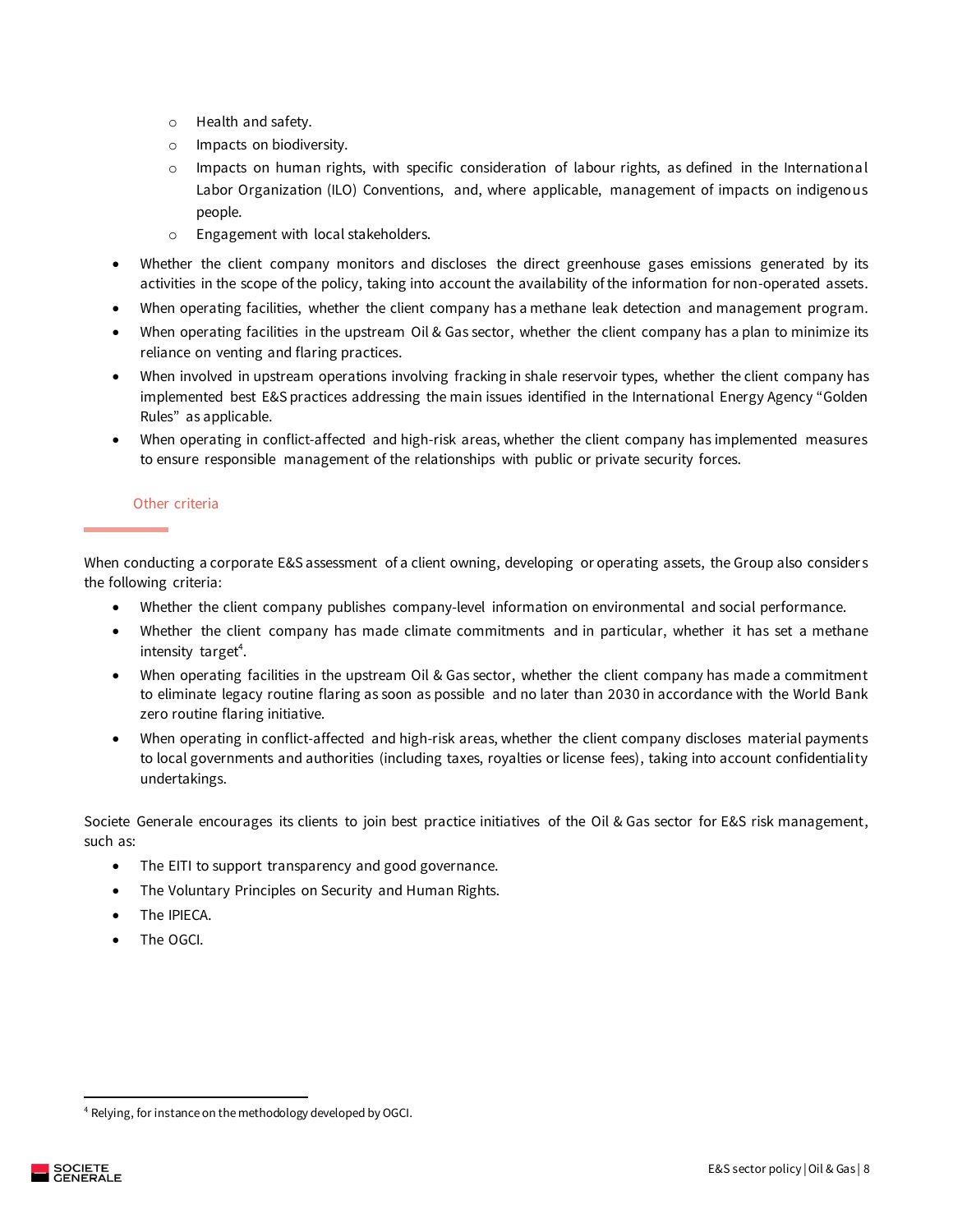- Health and safety.
  - Impacts on biodiversity.
  - Impacts on human rights, with specific consideration of labour rights, as defined in the International Labor Organization (ILO) Conventions, and, where applicable, management of impacts on indigenous people.
  - Engagement with local stakeholders.
- Whether the client company monitors and discloses the direct greenhouse gases emissions generated by its activities in the scope of the policy, taking into account the availability of the information for non-operated assets.
- When operating facilities, whether the client company has a methane leak detection and management program.
- When operating facilities in the upstream Oil & Gas sector, whether the client company has a plan to minimize its reliance on venting and flaring practices.
- When involved in upstream operations involving fracking in shale reservoir types, whether the client company has implemented best E&S practices addressing the main issues identified in the International Energy Agency "Golden Rules" as applicable.
- When operating in conflict-affected and high-risk areas, whether the client company has implemented measures to ensure responsible management of the relationships with public or private security forces.

### Other criteria

When conducting a corporate E&S assessment of a client owning, developing or operating assets, the Group also considers the following criteria:

- Whether the client company publishes company-level information on environmental and social performance.
- Whether the client company has made climate commitments and in particular, whether it has set a methane intensity target[4].
- When operating facilities in the upstream Oil & Gas sector, whether the client company has made a commitment to eliminate legacy routine flaring as soon as possible and no later than 2030 in accordance with the World Bank zero routine flaring initiative.
- When operating in conflict-affected and high-risk areas, whether the client company discloses material payments to local governments and authorities (including taxes, royalties or license fees), taking into account confidentiality undertakings.

Societe Generale encourages its clients to join best practice initiatives of the Oil & Gas sector for E&S risk management, such as:

- The EITI to support transparency and good governance.
- The Voluntary Principles on Security and Human Rights.
- The IPIECA.
- The OGCI.

[4] Relying, for instance on the methodology developed by OGCI.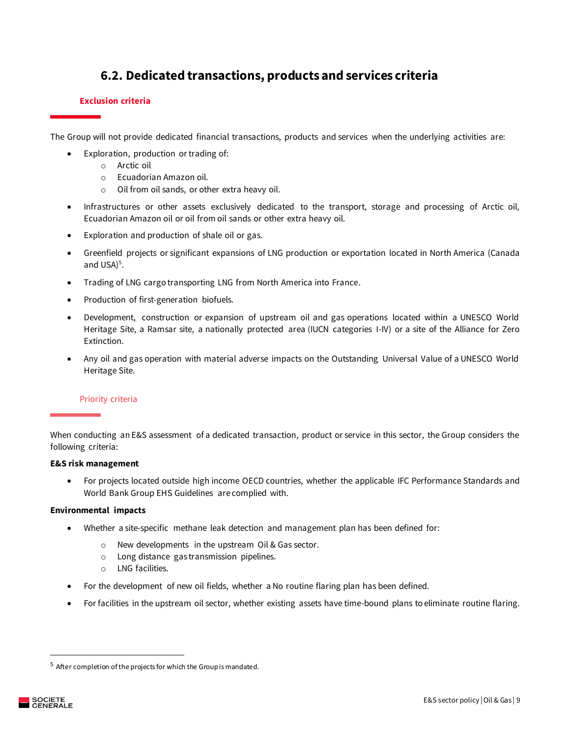## 6.2. Dedicated transactions, products and services criteria

### Exclusion criteria

The Group will not provide dedicated financial transactions, products and services when the underlying activities are:

- Exploration, production or trading of:
  - Arctic oil
  - Ecuadorian Amazon oil.
  - Oil from oil sands, or other extra heavy oil.
- Infrastructures or other assets exclusively dedicated to the transport, storage and processing of Arctic oil, Ecuadorian Amazon oil or oil from oil sands or other extra heavy oil.
- Exploration and production of shale oil or gas.
- Greenfield projects or significant expansions of LNG production or exportation located in North America (Canada and USA)[5].
- Trading of LNG cargo transporting LNG from North America into France.
- Production of first-generation biofuels.
- Development, construction or expansion of upstream oil and gas operations located within a UNESCO World Heritage Site, a Ramsar site, a nationally protected area (IUCN categories I-IV) or a site of the Alliance for Zero Extinction.
- Any oil and gas operation with material adverse impacts on the Outstanding Universal Value of a UNESCO World Heritage Site.

### Priority criteria

When conducting an E&S assessment of a dedicated transaction, product or service in this sector, the Group considers the following criteria:

**E&S risk management**

- For projects located outside high income OECD countries, whether the applicable IFC Performance Standards and World Bank Group EHS Guidelines are complied with.

**Environmental impacts**

- Whether a site-specific methane leak detection and management plan has been defined for:
  - New developments in the upstream Oil & Gas sector.
  - Long distance gas transmission pipelines.
  - LNG facilities.
- For the development of new oil fields, whether a No routine flaring plan has been defined.
- For facilities in the upstream oil sector, whether existing assets have time-bound plans to eliminate routine flaring.

---

[5] After completion of the projects for which the Group is mandated.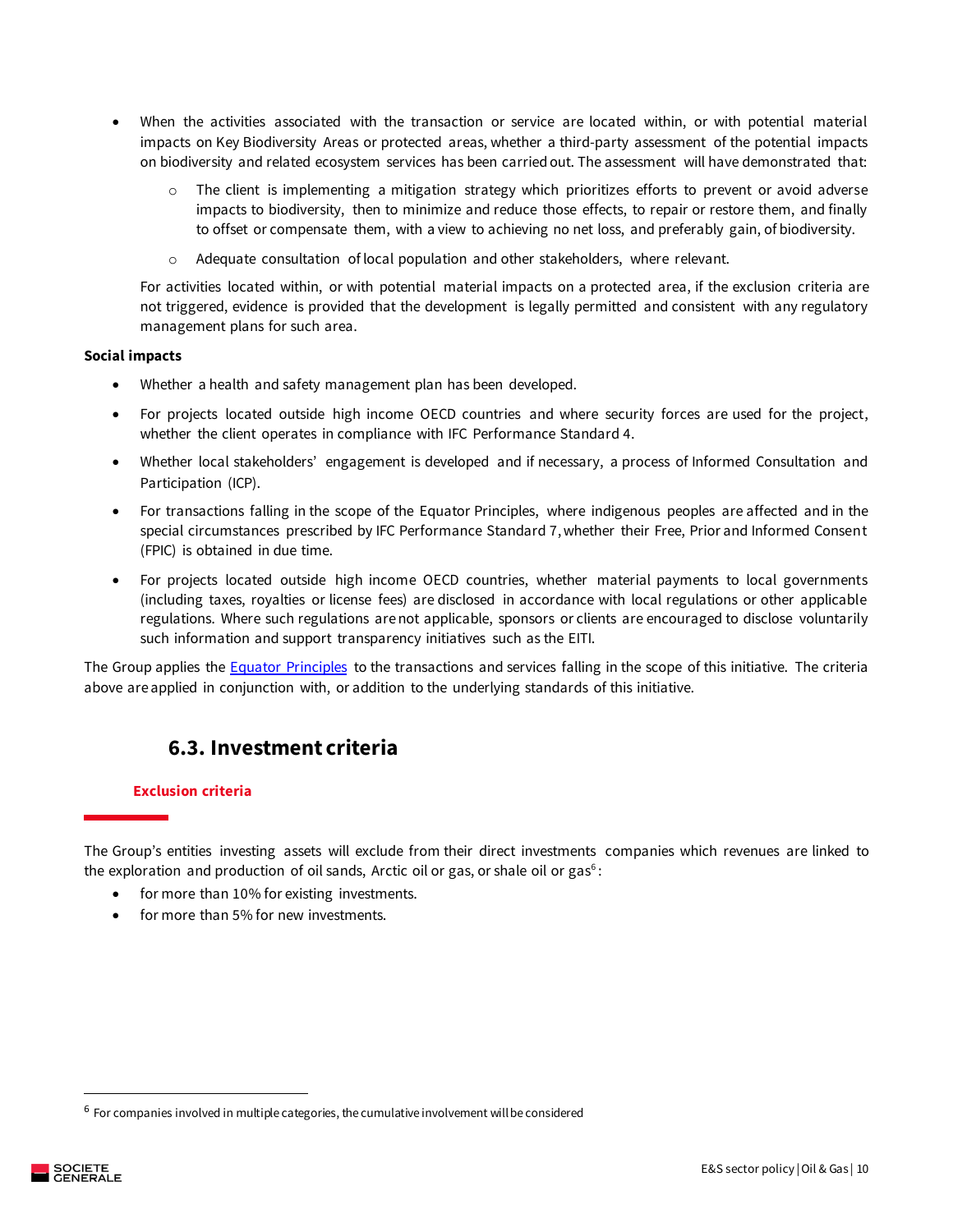- When the activities associated with the transaction or service are located within, or with potential material impacts on Key Biodiversity Areas or protected areas, whether a third-party assessment of the potential impacts on biodiversity and related ecosystem services has been carried out. The assessment will have demonstrated that:
  - The client is implementing a mitigation strategy which prioritizes efforts to prevent or avoid adverse impacts to biodiversity, then to minimize and reduce those effects, to repair or restore them, and finally to offset or compensate them, with a view to achieving no net loss, and preferably gain, of biodiversity.
  - Adequate consultation of local population and other stakeholders, where relevant.

  For activities located within, or with potential material impacts on a protected area, if the exclusion criteria are not triggered, evidence is provided that the development is legally permitted and consistent with any regulatory management plans for such area.

**Social impacts**

- Whether a health and safety management plan has been developed.
- For projects located outside high income OECD countries and where security forces are used for the project, whether the client operates in compliance with IFC Performance Standard 4.
- Whether local stakeholders' engagement is developed and if necessary, a process of Informed Consultation and Participation (ICP).
- For transactions falling in the scope of the Equator Principles, where indigenous peoples are affected and in the special circumstances prescribed by IFC Performance Standard 7, whether their Free, Prior and Informed Consent (FPIC) is obtained in due time.
- For projects located outside high income OECD countries, whether material payments to local governments (including taxes, royalties or license fees) are disclosed in accordance with local regulations or other applicable regulations. Where such regulations are not applicable, sponsors or clients are encouraged to disclose voluntarily such information and support transparency initiatives such as the EITI.

The Group applies the [Equator Principles](#) to the transactions and services falling in the scope of this initiative. The criteria above are applied in conjunction with, or addition to the underlying standards of this initiative.

## 6.3. Investment criteria

### Exclusion criteria

The Group's entities investing assets will exclude from their direct investments companies which revenues are linked to the exploration and production of oil sands, Arctic oil or gas, or shale oil or gas[6]:

- for more than 10% for existing investments.
- for more than 5% for new investments.

[6] For companies involved in multiple categories, the cumulative involvement will be considered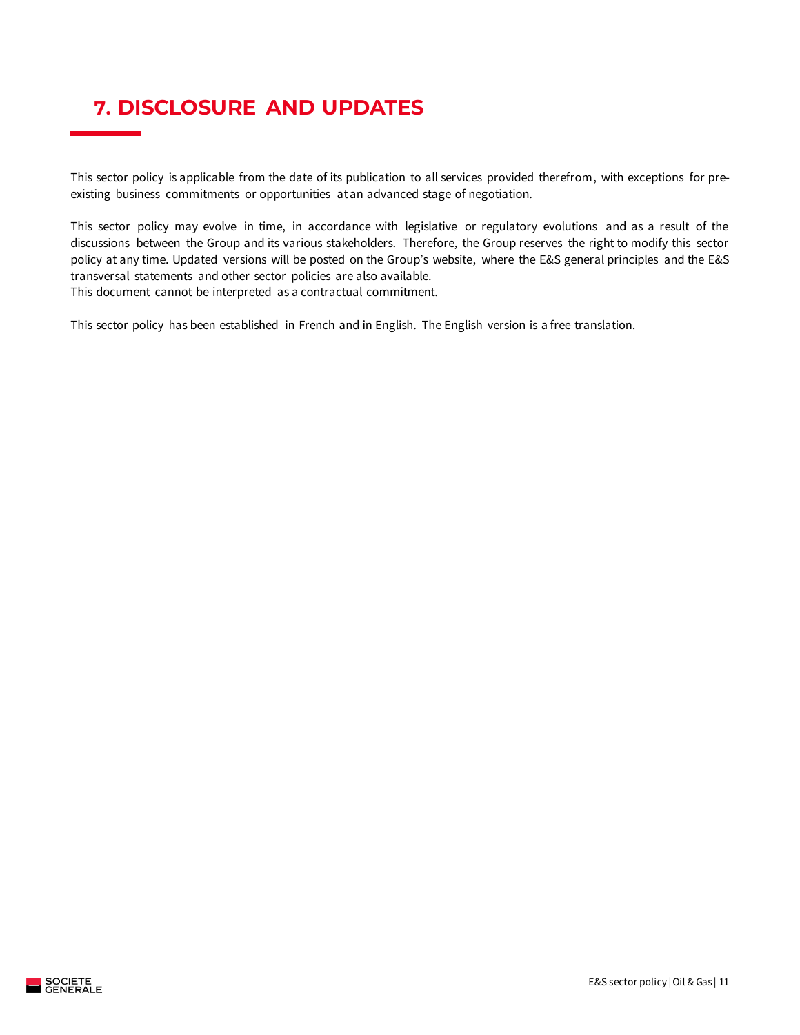# 7. DISCLOSURE AND UPDATES

This sector policy is applicable from the date of its publication to all services provided therefrom, with exceptions for pre-existing business commitments or opportunities at an advanced stage of negotiation.

This sector policy may evolve in time, in accordance with legislative or regulatory evolutions and as a result of the discussions between the Group and its various stakeholders. Therefore, the Group reserves the right to modify this sector policy at any time. Updated versions will be posted on the Group's website, where the E&S general principles and the E&S transversal statements and other sector policies are also available.
This document cannot be interpreted as a contractual commitment.

This sector policy has been established in French and in English. The English version is a free translation.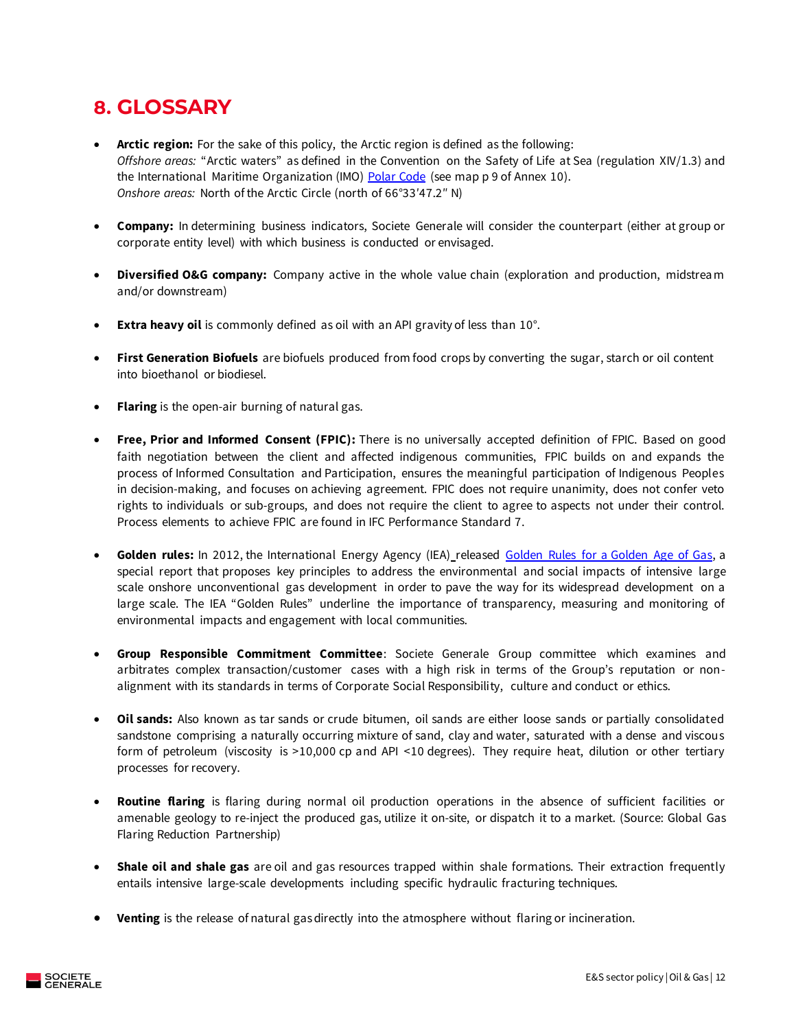# 8. GLOSSARY

- **Arctic region:** For the sake of this policy, the Arctic region is defined as the following:
  *Offshore areas:* "Arctic waters" as defined in the Convention on the Safety of Life at Sea (regulation XIV/1.3) and the International Maritime Organization (IMO) Polar Code (see map p 9 of Annex 10).
  *Onshore areas:* North of the Arctic Circle (north of 66°33′47.2″ N)

- **Company:** In determining business indicators, Societe Generale will consider the counterpart (either at group or corporate entity level) with which business is conducted or envisaged.

- **Diversified O&G company:** Company active in the whole value chain (exploration and production, midstream and/or downstream)

- **Extra heavy oil** is commonly defined as oil with an API gravity of less than 10°.

- **First Generation Biofuels** are biofuels produced from food crops by converting the sugar, starch or oil content into bioethanol or biodiesel.

- **Flaring** is the open-air burning of natural gas.

- **Free, Prior and Informed Consent (FPIC):** There is no universally accepted definition of FPIC. Based on good faith negotiation between the client and affected indigenous communities, FPIC builds on and expands the process of Informed Consultation and Participation, ensures the meaningful participation of Indigenous Peoples in decision-making, and focuses on achieving agreement. FPIC does not require unanimity, does not confer veto rights to individuals or sub-groups, and does not require the client to agree to aspects not under their control. Process elements to achieve FPIC are found in IFC Performance Standard 7.

- **Golden rules:** In 2012, the International Energy Agency (IEA) released Golden Rules for a Golden Age of Gas, a special report that proposes key principles to address the environmental and social impacts of intensive large scale onshore unconventional gas development in order to pave the way for its widespread development on a large scale. The IEA "Golden Rules" underline the importance of transparency, measuring and monitoring of environmental impacts and engagement with local communities.

- **Group Responsible Commitment Committee**: Societe Generale Group committee which examines and arbitrates complex transaction/customer cases with a high risk in terms of the Group's reputation or non-alignment with its standards in terms of Corporate Social Responsibility, culture and conduct or ethics.

- **Oil sands:** Also known as tar sands or crude bitumen, oil sands are either loose sands or partially consolidated sandstone comprising a naturally occurring mixture of sand, clay and water, saturated with a dense and viscous form of petroleum (viscosity is >10,000 cp and API <10 degrees). They require heat, dilution or other tertiary processes for recovery.

- **Routine flaring** is flaring during normal oil production operations in the absence of sufficient facilities or amenable geology to re-inject the produced gas, utilize it on-site, or dispatch it to a market. (Source: Global Gas Flaring Reduction Partnership)

- **Shale oil and shale gas** are oil and gas resources trapped within shale formations. Their extraction frequently entails intensive large-scale developments including specific hydraulic fracturing techniques.

- **Venting** is the release of natural gas directly into the atmosphere without flaring or incineration.